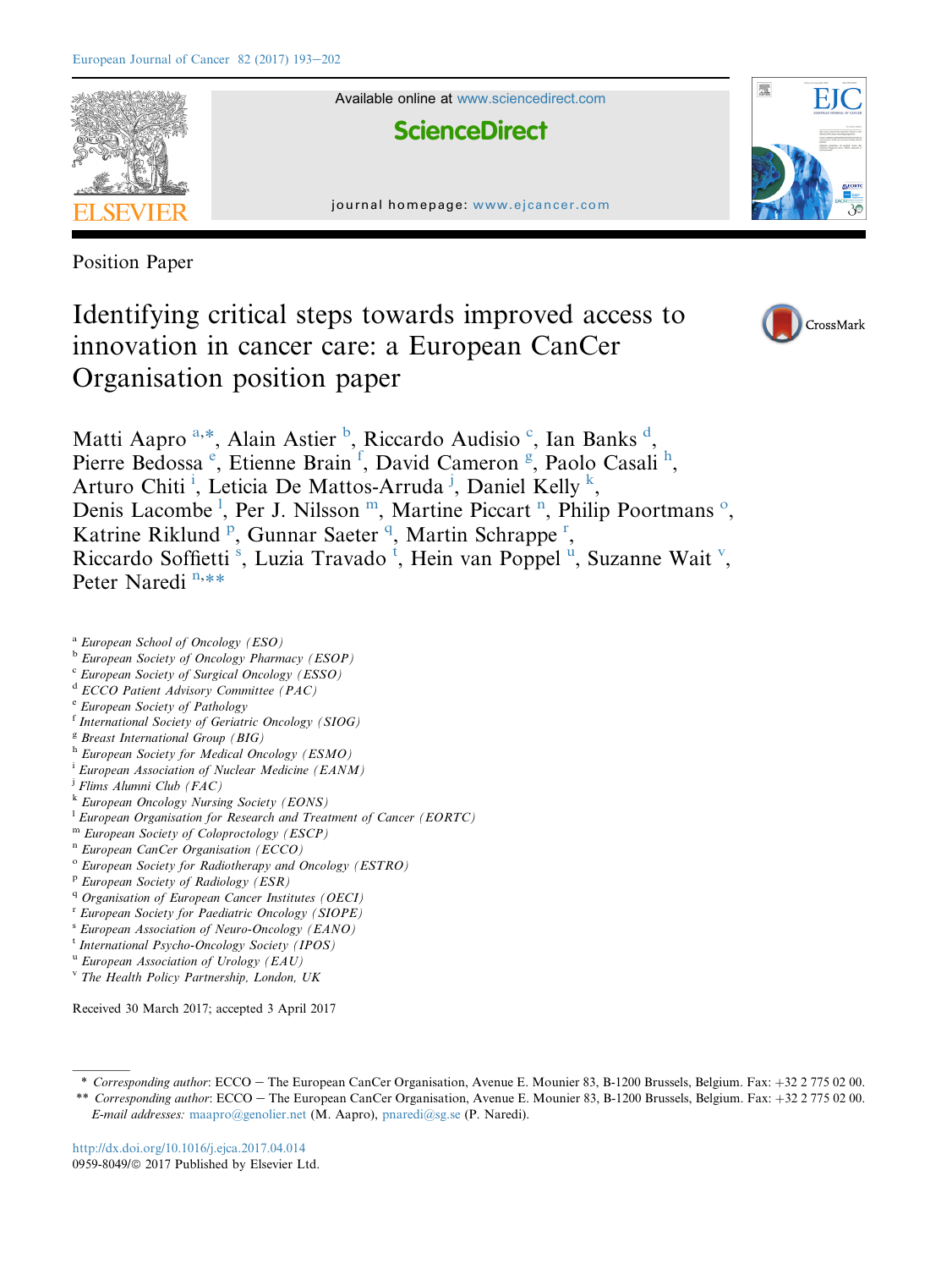Position Paper

# Identifying critical steps towards improved access to innovation in cancer care: a European CanCer Organisation position paper

Matti Aapro [a,*], Alain Astier [b], Riccardo Audisio [c], Ian Banks [d], Pierre Bedossa [e], Etienne Brain [f], David Cameron [g], Paolo Casali [h], Arturo Chiti [i], Leticia De Mattos-Arruda [j], Daniel Kelly [k], Denis Lacombe [l], Per J. Nilsson [m], Martine Piccart [n], Philip Poortmans [o], Katrine Riklund [p], Gunnar Saeter [q], Martin Schrappe [r], Riccardo Soffietti [s], Luzia Travado [t], Hein van Poppel [u], Suzanne Wait [v], Peter Naredi [n,**]

[a] *European School of Oncology (ESO)*
[b] *European Society of Oncology Pharmacy (ESOP)*
[c] *European Society of Surgical Oncology (ESSO)*
[d] *ECCO Patient Advisory Committee (PAC)*
[e] *European Society of Pathology*
[f] *International Society of Geriatric Oncology (SIOG)*
[g] *Breast International Group (BIG)*
[h] *European Society for Medical Oncology (ESMO)*
[i] *European Association of Nuclear Medicine (EANM)*
[j] *Flims Alumni Club (FAC)*
[k] *European Oncology Nursing Society (EONS)*
[l] *European Organisation for Research and Treatment of Cancer (EORTC)*
[m] *European Society of Coloproctology (ESCP)*
[n] *European CanCer Organisation (ECCO)*
[o] *European Society for Radiotherapy and Oncology (ESTRO)*
[p] *European Society of Radiology (ESR)*
[q] *Organisation of European Cancer Institutes (OECI)*
[r] *European Society for Paediatric Oncology (SIOPE)*
[s] *European Association of Neuro-Oncology (EANO)*
[t] *International Psycho-Oncology Society (IPOS)*
[u] *European Association of Urology (EAU)*
[v] *The Health Policy Partnership, London, UK*

Received 30 March 2017; accepted 3 April 2017

\* *Corresponding author*: ECCO – The European CanCer Organisation, Avenue E. Mounier 83, B-1200 Brussels, Belgium. Fax: +32 2 775 02 00.
\*\* *Corresponding author*: ECCO – The European CanCer Organisation, Avenue E. Mounier 83, B-1200 Brussels, Belgium. Fax: +32 2 775 02 00.
*E-mail addresses:* maapro@genolier.net (M. Aapro), pnaredi@sg.se (P. Naredi).

http://dx.doi.org/10.1016/j.ejca.2017.04.014
0959-8049/© 2017 Published by Elsevier Ltd.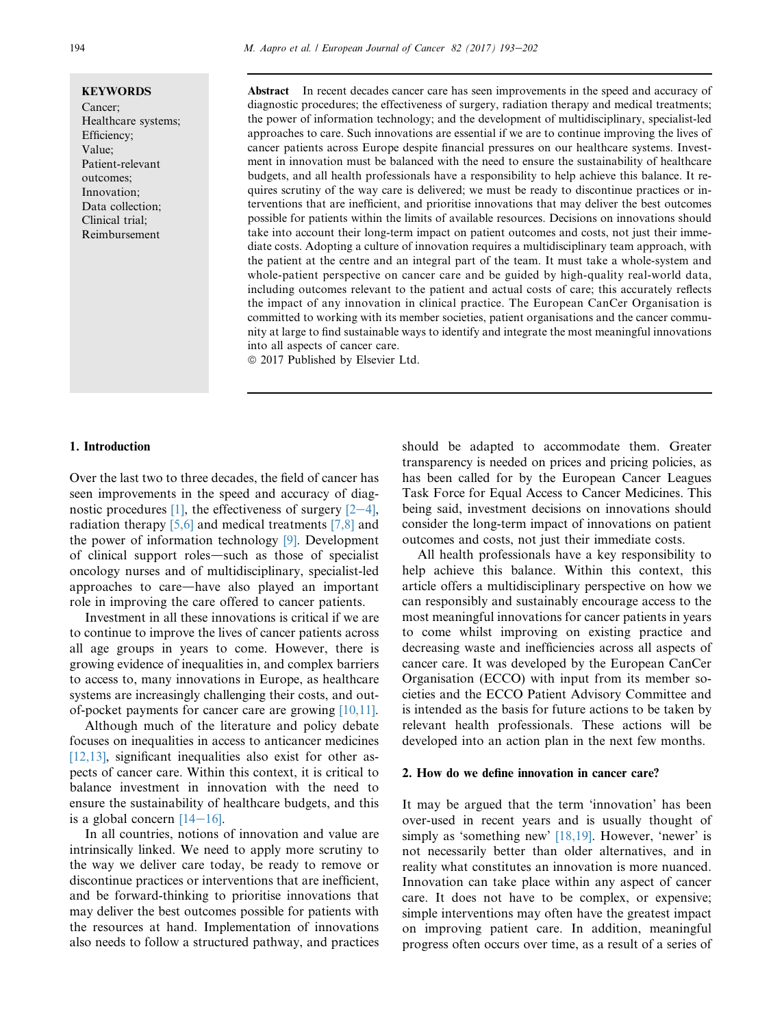**KEYWORDS**
Cancer;
Healthcare systems;
Efficiency;
Value;
Patient-relevant outcomes;
Innovation;
Data collection;
Clinical trial;
Reimbursement

**Abstract** In recent decades cancer care has seen improvements in the speed and accuracy of diagnostic procedures; the effectiveness of surgery, radiation therapy and medical treatments; the power of information technology; and the development of multidisciplinary, specialist-led approaches to care. Such innovations are essential if we are to continue improving the lives of cancer patients across Europe despite financial pressures on our healthcare systems. Investment in innovation must be balanced with the need to ensure the sustainability of healthcare budgets, and all health professionals have a responsibility to help achieve this balance. It requires scrutiny of the way care is delivered; we must be ready to discontinue practices or interventions that are inefficient, and prioritise innovations that may deliver the best outcomes possible for patients within the limits of available resources. Decisions on innovations should take into account their long-term impact on patient outcomes and costs, not just their immediate costs. Adopting a culture of innovation requires a multidisciplinary team approach, with the patient at the centre and an integral part of the team. It must take a whole-system and whole-patient perspective on cancer care and be guided by high-quality real-world data, including outcomes relevant to the patient and actual costs of care; this accurately reflects the impact of any innovation in clinical practice. The European CanCer Organisation is committed to working with its member societies, patient organisations and the cancer community at large to find sustainable ways to identify and integrate the most meaningful innovations into all aspects of cancer care.
© 2017 Published by Elsevier Ltd.

## 1. Introduction

Over the last two to three decades, the field of cancer has seen improvements in the speed and accuracy of diagnostic procedures [1], the effectiveness of surgery [2–4], radiation therapy [5,6] and medical treatments [7,8] and the power of information technology [9]. Development of clinical support roles—such as those of specialist oncology nurses and of multidisciplinary, specialist-led approaches to care—have also played an important role in improving the care offered to cancer patients.

Investment in all these innovations is critical if we are to continue to improve the lives of cancer patients across all age groups in years to come. However, there is growing evidence of inequalities in, and complex barriers to access to, many innovations in Europe, as healthcare systems are increasingly challenging their costs, and out-of-pocket payments for cancer care are growing [10,11].

Although much of the literature and policy debate focuses on inequalities in access to anticancer medicines [12,13], significant inequalities also exist for other aspects of cancer care. Within this context, it is critical to balance investment in innovation with the need to ensure the sustainability of healthcare budgets, and this is a global concern [14–16].

In all countries, notions of innovation and value are intrinsically linked. We need to apply more scrutiny to the way we deliver care today, be ready to remove or discontinue practices or interventions that are inefficient, and be forward-thinking to prioritise innovations that may deliver the best outcomes possible for patients with the resources at hand. Implementation of innovations also needs to follow a structured pathway, and practices should be adapted to accommodate them. Greater transparency is needed on prices and pricing policies, as has been called for by the European Cancer Leagues Task Force for Equal Access to Cancer Medicines. This being said, investment decisions on innovations should consider the long-term impact of innovations on patient outcomes and costs, not just their immediate costs.

All health professionals have a key responsibility to help achieve this balance. Within this context, this article offers a multidisciplinary perspective on how we can responsibly and sustainably encourage access to the most meaningful innovations for cancer patients in years to come whilst improving on existing practice and decreasing waste and inefficiencies across all aspects of cancer care. It was developed by the European CanCer Organisation (ECCO) with input from its member societies and the ECCO Patient Advisory Committee and is intended as the basis for future actions to be taken by relevant health professionals. These actions will be developed into an action plan in the next few months.

## 2. How do we define innovation in cancer care?

It may be argued that the term 'innovation' has been over-used in recent years and is usually thought of simply as 'something new' [18,19]. However, 'newer' is not necessarily better than older alternatives, and in reality what constitutes an innovation is more nuanced. Innovation can take place within any aspect of cancer care. It does not have to be complex, or expensive; simple interventions may often have the greatest impact on improving patient care. In addition, meaningful progress often occurs over time, as a result of a series of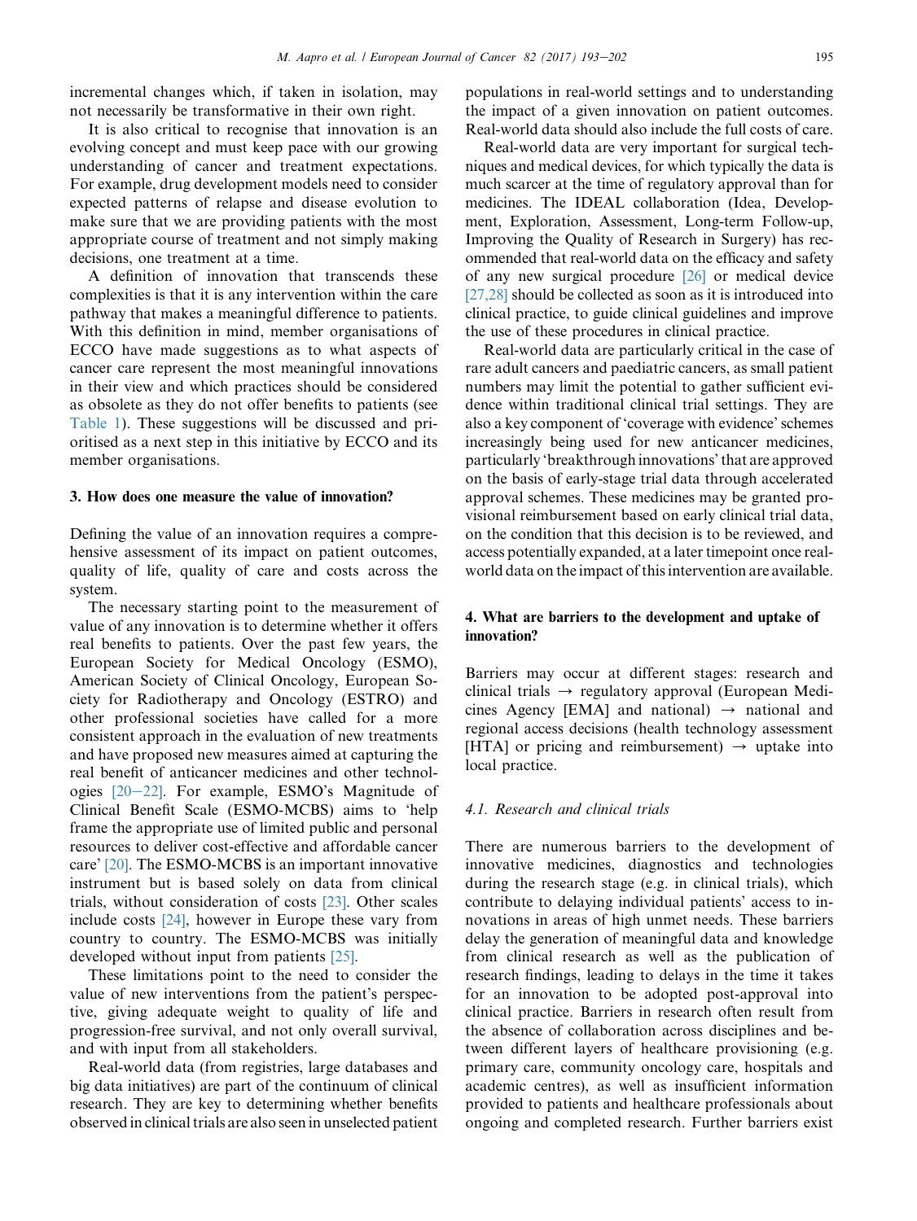incremental changes which, if taken in isolation, may not necessarily be transformative in their own right.

It is also critical to recognise that innovation is an evolving concept and must keep pace with our growing understanding of cancer and treatment expectations. For example, drug development models need to consider expected patterns of relapse and disease evolution to make sure that we are providing patients with the most appropriate course of treatment and not simply making decisions, one treatment at a time.

A definition of innovation that transcends these complexities is that it is any intervention within the care pathway that makes a meaningful difference to patients. With this definition in mind, member organisations of ECCO have made suggestions as to what aspects of cancer care represent the most meaningful innovations in their view and which practices should be considered as obsolete as they do not offer benefits to patients (see Table 1). These suggestions will be discussed and prioritised as a next step in this initiative by ECCO and its member organisations.

## 3. How does one measure the value of innovation?

Defining the value of an innovation requires a comprehensive assessment of its impact on patient outcomes, quality of life, quality of care and costs across the system.

The necessary starting point to the measurement of value of any innovation is to determine whether it offers real benefits to patients. Over the past few years, the European Society for Medical Oncology (ESMO), American Society of Clinical Oncology, European Society for Radiotherapy and Oncology (ESTRO) and other professional societies have called for a more consistent approach in the evaluation of new treatments and have proposed new measures aimed at capturing the real benefit of anticancer medicines and other technologies [20–22]. For example, ESMO's Magnitude of Clinical Benefit Scale (ESMO-MCBS) aims to 'help frame the appropriate use of limited public and personal resources to deliver cost-effective and affordable cancer care' [20]. The ESMO-MCBS is an important innovative instrument but is based solely on data from clinical trials, without consideration of costs [23]. Other scales include costs [24], however in Europe these vary from country to country. The ESMO-MCBS was initially developed without input from patients [25].

These limitations point to the need to consider the value of new interventions from the patient's perspective, giving adequate weight to quality of life and progression-free survival, and not only overall survival, and with input from all stakeholders.

Real-world data (from registries, large databases and big data initiatives) are part of the continuum of clinical research. They are key to determining whether benefits observed in clinical trials are also seen in unselected patient populations in real-world settings and to understanding the impact of a given innovation on patient outcomes. Real-world data should also include the full costs of care.

Real-world data are very important for surgical techniques and medical devices, for which typically the data is much scarcer at the time of regulatory approval than for medicines. The IDEAL collaboration (Idea, Development, Exploration, Assessment, Long-term Follow-up, Improving the Quality of Research in Surgery) has recommended that real-world data on the efficacy and safety of any new surgical procedure [26] or medical device [27,28] should be collected as soon as it is introduced into clinical practice, to guide clinical guidelines and improve the use of these procedures in clinical practice.

Real-world data are particularly critical in the case of rare adult cancers and paediatric cancers, as small patient numbers may limit the potential to gather sufficient evidence within traditional clinical trial settings. They are also a key component of 'coverage with evidence' schemes increasingly being used for new anticancer medicines, particularly 'breakthrough innovations' that are approved on the basis of early-stage trial data through accelerated approval schemes. These medicines may be granted provisional reimbursement based on early clinical trial data, on the condition that this decision is to be reviewed, and access potentially expanded, at a later timepoint once real-world data on the impact of this intervention are available.

## 4. What are barriers to the development and uptake of innovation?

Barriers may occur at different stages: research and clinical trials → regulatory approval (European Medicines Agency [EMA] and national) → national and regional access decisions (health technology assessment [HTA] or pricing and reimbursement) → uptake into local practice.

### 4.1. Research and clinical trials

There are numerous barriers to the development of innovative medicines, diagnostics and technologies during the research stage (e.g. in clinical trials), which contribute to delaying individual patients' access to innovations in areas of high unmet needs. These barriers delay the generation of meaningful data and knowledge from clinical research as well as the publication of research findings, leading to delays in the time it takes for an innovation to be adopted post-approval into clinical practice. Barriers in research often result from the absence of collaboration across disciplines and between different layers of healthcare provisioning (e.g. primary care, community oncology care, hospitals and academic centres), as well as insufficient information provided to patients and healthcare professionals about ongoing and completed research. Further barriers exist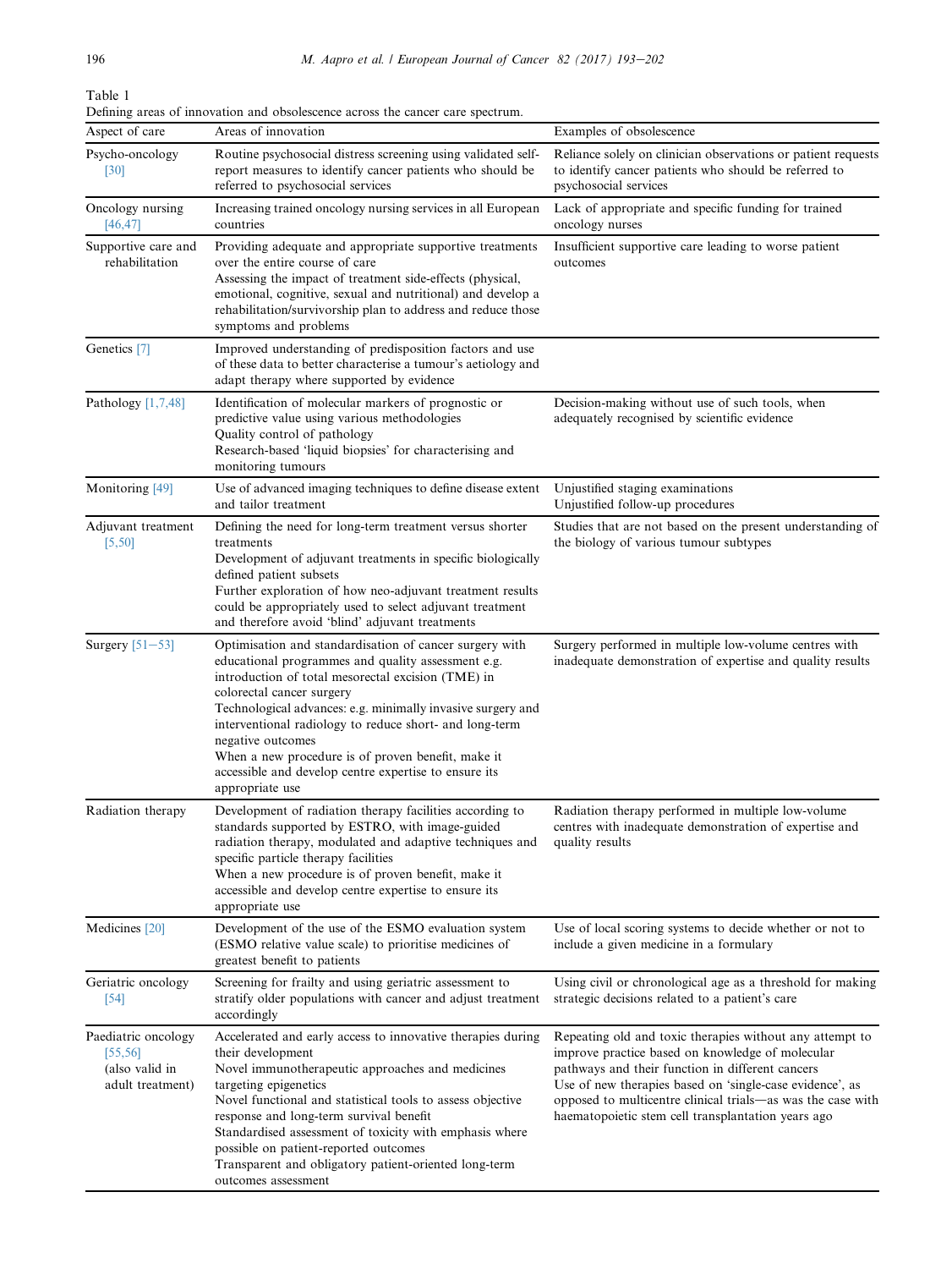Table 1

Defining areas of innovation and obsolescence across the cancer care spectrum.

| Aspect of care | Areas of innovation | Examples of obsolescence |
|---|---|---|
| Psycho-oncology [30] | Routine psychosocial distress screening using validated self-report measures to identify cancer patients who should be referred to psychosocial services | Reliance solely on clinician observations or patient requests to identify cancer patients who should be referred to psychosocial services |
| Oncology nursing [46,47] | Increasing trained oncology nursing services in all European countries | Lack of appropriate and specific funding for trained oncology nurses |
| Supportive care and rehabilitation | Providing adequate and appropriate supportive treatments over the entire course of care<br>Assessing the impact of treatment side-effects (physical, emotional, cognitive, sexual and nutritional) and develop a rehabilitation/survivorship plan to address and reduce those symptoms and problems | Insufficient supportive care leading to worse patient outcomes |
| Genetics [7] | Improved understanding of predisposition factors and use of these data to better characterise a tumour's aetiology and adapt therapy where supported by evidence | |
| Pathology [1,7,48] | Identification of molecular markers of prognostic or predictive value using various methodologies<br>Quality control of pathology<br>Research-based 'liquid biopsies' for characterising and monitoring tumours | Decision-making without use of such tools, when adequately recognised by scientific evidence |
| Monitoring [49] | Use of advanced imaging techniques to define disease extent and tailor treatment | Unjustified staging examinations<br>Unjustified follow-up procedures |
| Adjuvant treatment [5,50] | Defining the need for long-term treatment versus shorter treatments<br>Development of adjuvant treatments in specific biologically defined patient subsets<br>Further exploration of how neo-adjuvant treatment results could be appropriately used to select adjuvant treatment and therefore avoid 'blind' adjuvant treatments | Studies that are not based on the present understanding of the biology of various tumour subtypes |
| Surgery [51–53] | Optimisation and standardisation of cancer surgery with educational programmes and quality assessment e.g. introduction of total mesorectal excision (TME) in colorectal cancer surgery<br>Technological advances: e.g. minimally invasive surgery and interventional radiology to reduce short- and long-term negative outcomes<br>When a new procedure is of proven benefit, make it accessible and develop centre expertise to ensure its appropriate use | Surgery performed in multiple low-volume centres with inadequate demonstration of expertise and quality results |
| Radiation therapy | Development of radiation therapy facilities according to standards supported by ESTRO, with image-guided radiation therapy, modulated and adaptive techniques and specific particle therapy facilities<br>When a new procedure is of proven benefit, make it accessible and develop centre expertise to ensure its appropriate use | Radiation therapy performed in multiple low-volume centres with inadequate demonstration of expertise and quality results |
| Medicines [20] | Development of the use of the ESMO evaluation system (ESMO relative value scale) to prioritise medicines of greatest benefit to patients | Use of local scoring systems to decide whether or not to include a given medicine in a formulary |
| Geriatric oncology [54] | Screening for frailty and using geriatric assessment to stratify older populations with cancer and adjust treatment accordingly | Using civil or chronological age as a threshold for making strategic decisions related to a patient's care |
| Paediatric oncology [55,56] (also valid in adult treatment) | Accelerated and early access to innovative therapies during their development<br>Novel immunotherapeutic approaches and medicines targeting epigenetics<br>Novel functional and statistical tools to assess objective response and long-term survival benefit<br>Standardised assessment of toxicity with emphasis where possible on patient-reported outcomes<br>Transparent and obligatory patient-oriented long-term outcomes assessment | Repeating old and toxic therapies without any attempt to improve practice based on knowledge of molecular pathways and their function in different cancers<br>Use of new therapies based on 'single-case evidence', as opposed to multicentre clinical trials—as was the case with haematopoietic stem cell transplantation years ago |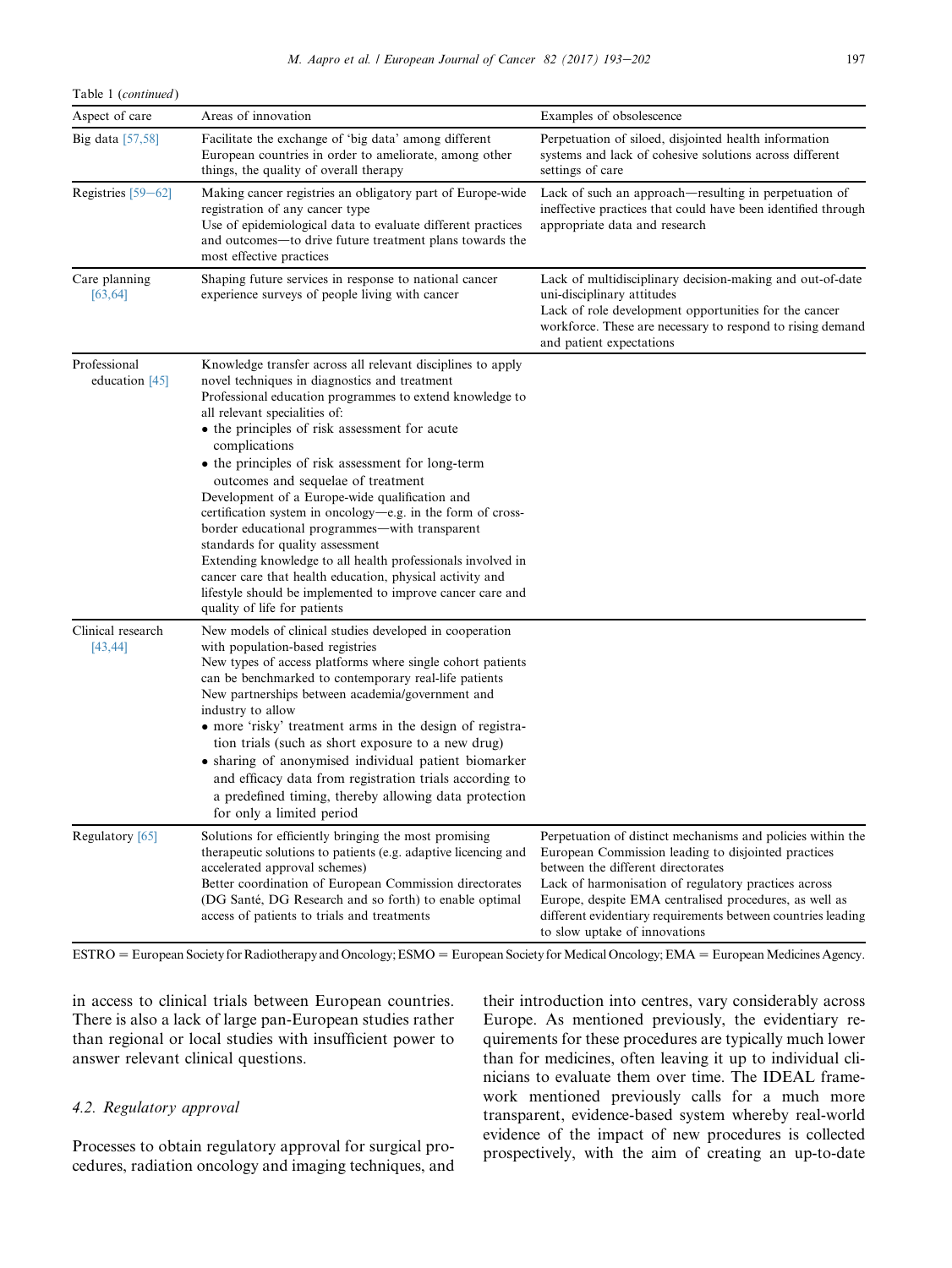Table 1 (*continued*)

| Aspect of care | Areas of innovation | Examples of obsolescence |
| --- | --- | --- |
| Big data [57,58] | Facilitate the exchange of 'big data' among different European countries in order to ameliorate, among other things, the quality of overall therapy | Perpetuation of siloed, disjointed health information systems and lack of cohesive solutions across different settings of care |
| Registries [59–62] | Making cancer registries an obligatory part of Europe-wide registration of any cancer type<br>Use of epidemiological data to evaluate different practices and outcomes—to drive future treatment plans towards the most effective practices | Lack of such an approach—resulting in perpetuation of ineffective practices that could have been identified through appropriate data and research |
| Care planning [63,64] | Shaping future services in response to national cancer experience surveys of people living with cancer | Lack of multidisciplinary decision-making and out-of-date uni-disciplinary attitudes<br>Lack of role development opportunities for the cancer workforce. These are necessary to respond to rising demand and patient expectations |
| Professional education [45] | Knowledge transfer across all relevant disciplines to apply novel techniques in diagnostics and treatment<br>Professional education programmes to extend knowledge to all relevant specialities of:<br>• the principles of risk assessment for acute complications<br>• the principles of risk assessment for long-term outcomes and sequelae of treatment<br>Development of a Europe-wide qualification and certification system in oncology—e.g. in the form of cross-border educational programmes—with transparent standards for quality assessment<br>Extending knowledge to all health professionals involved in cancer care that health education, physical activity and lifestyle should be implemented to improve cancer care and quality of life for patients | |
| Clinical research [43,44] | New models of clinical studies developed in cooperation with population-based registries<br>New types of access platforms where single cohort patients can be benchmarked to contemporary real-life patients<br>New partnerships between academia/government and industry to allow<br>• more 'risky' treatment arms in the design of registration trials (such as short exposure to a new drug)<br>• sharing of anonymised individual patient biomarker and efficacy data from registration trials according to a predefined timing, thereby allowing data protection for only a limited period | |
| Regulatory [65] | Solutions for efficiently bringing the most promising therapeutic solutions to patients (e.g. adaptive licencing and accelerated approval schemes)<br>Better coordination of European Commission directorates (DG Santé, DG Research and so forth) to enable optimal access of patients to trials and treatments | Perpetuation of distinct mechanisms and policies within the European Commission leading to disjointed practices between the different directorates<br>Lack of harmonisation of regulatory practices across Europe, despite EMA centralised procedures, as well as different evidentiary requirements between countries leading to slow uptake of innovations |

ESTRO = European Society for Radiotherapy and Oncology; ESMO = European Society for Medical Oncology; EMA = European Medicines Agency.

in access to clinical trials between European countries. There is also a lack of large pan-European studies rather than regional or local studies with insufficient power to answer relevant clinical questions.

### 4.2. Regulatory approval

Processes to obtain regulatory approval for surgical procedures, radiation oncology and imaging techniques, and their introduction into centres, vary considerably across Europe. As mentioned previously, the evidentiary requirements for these procedures are typically much lower than for medicines, often leaving it up to individual clinicians to evaluate them over time. The IDEAL framework mentioned previously calls for a much more transparent, evidence-based system whereby real-world evidence of the impact of new procedures is collected prospectively, with the aim of creating an up-to-date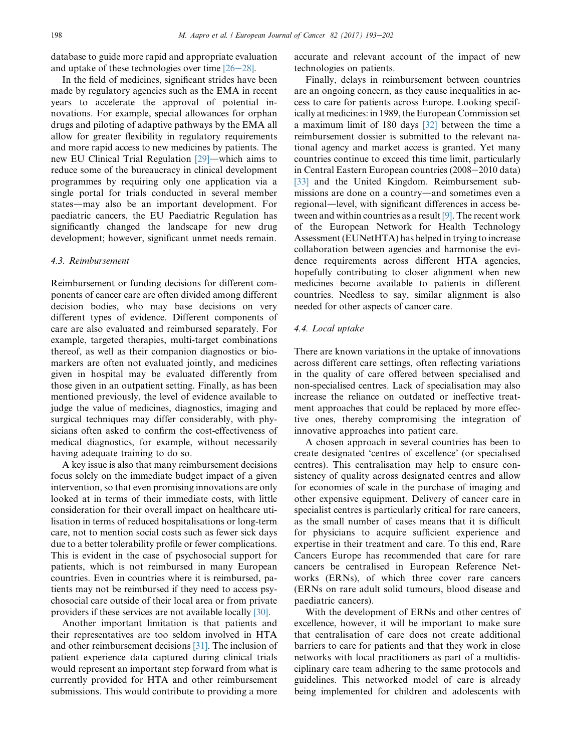database to guide more rapid and appropriate evaluation and uptake of these technologies over time [26–28].

In the field of medicines, significant strides have been made by regulatory agencies such as the EMA in recent years to accelerate the approval of potential innovations. For example, special allowances for orphan drugs and piloting of adaptive pathways by the EMA all allow for greater flexibility in regulatory requirements and more rapid access to new medicines by patients. The new EU Clinical Trial Regulation [29]—which aims to reduce some of the bureaucracy in clinical development programmes by requiring only one application via a single portal for trials conducted in several member states—may also be an important development. For paediatric cancers, the EU Paediatric Regulation has significantly changed the landscape for new drug development; however, significant unmet needs remain.

### 4.3. Reimbursement

Reimbursement or funding decisions for different components of cancer care are often divided among different decision bodies, who may base decisions on very different types of evidence. Different components of care are also evaluated and reimbursed separately. For example, targeted therapies, multi-target combinations thereof, as well as their companion diagnostics or biomarkers are often not evaluated jointly, and medicines given in hospital may be evaluated differently from those given in an outpatient setting. Finally, as has been mentioned previously, the level of evidence available to judge the value of medicines, diagnostics, imaging and surgical techniques may differ considerably, with physicians often asked to confirm the cost-effectiveness of medical diagnostics, for example, without necessarily having adequate training to do so.

A key issue is also that many reimbursement decisions focus solely on the immediate budget impact of a given intervention, so that even promising innovations are only looked at in terms of their immediate costs, with little consideration for their overall impact on healthcare utilisation in terms of reduced hospitalisations or long-term care, not to mention social costs such as fewer sick days due to a better tolerability profile or fewer complications. This is evident in the case of psychosocial support for patients, which is not reimbursed in many European countries. Even in countries where it is reimbursed, patients may not be reimbursed if they need to access psychosocial care outside of their local area or from private providers if these services are not available locally [30].

Another important limitation is that patients and their representatives are too seldom involved in HTA and other reimbursement decisions [31]. The inclusion of patient experience data captured during clinical trials would represent an important step forward from what is currently provided for HTA and other reimbursement submissions. This would contribute to providing a more accurate and relevant account of the impact of new technologies on patients.

Finally, delays in reimbursement between countries are an ongoing concern, as they cause inequalities in access to care for patients across Europe. Looking specifically at medicines: in 1989, the European Commission set a maximum limit of 180 days [32] between the time a reimbursement dossier is submitted to the relevant national agency and market access is granted. Yet many countries continue to exceed this time limit, particularly in Central Eastern European countries (2008–2010 data) [33] and the United Kingdom. Reimbursement submissions are done on a country—and sometimes even a regional—level, with significant differences in access between and within countries as a result [9]. The recent work of the European Network for Health Technology Assessment (EUNetHTA) has helped in trying to increase collaboration between agencies and harmonise the evidence requirements across different HTA agencies, hopefully contributing to closer alignment when new medicines become available to patients in different countries. Needless to say, similar alignment is also needed for other aspects of cancer care.

### 4.4. Local uptake

There are known variations in the uptake of innovations across different care settings, often reflecting variations in the quality of care offered between specialised and non-specialised centres. Lack of specialisation may also increase the reliance on outdated or ineffective treatment approaches that could be replaced by more effective ones, thereby compromising the integration of innovative approaches into patient care.

A chosen approach in several countries has been to create designated 'centres of excellence' (or specialised centres). This centralisation may help to ensure consistency of quality across designated centres and allow for economies of scale in the purchase of imaging and other expensive equipment. Delivery of cancer care in specialist centres is particularly critical for rare cancers, as the small number of cases means that it is difficult for physicians to acquire sufficient experience and expertise in their treatment and care. To this end, Rare Cancers Europe has recommended that care for rare cancers be centralised in European Reference Networks (ERNs), of which three cover rare cancers (ERNs on rare adult solid tumours, blood disease and paediatric cancers).

With the development of ERNs and other centres of excellence, however, it will be important to make sure that centralisation of care does not create additional barriers to care for patients and that they work in close networks with local practitioners as part of a multidisciplinary care team adhering to the same protocols and guidelines. This networked model of care is already being implemented for children and adolescents with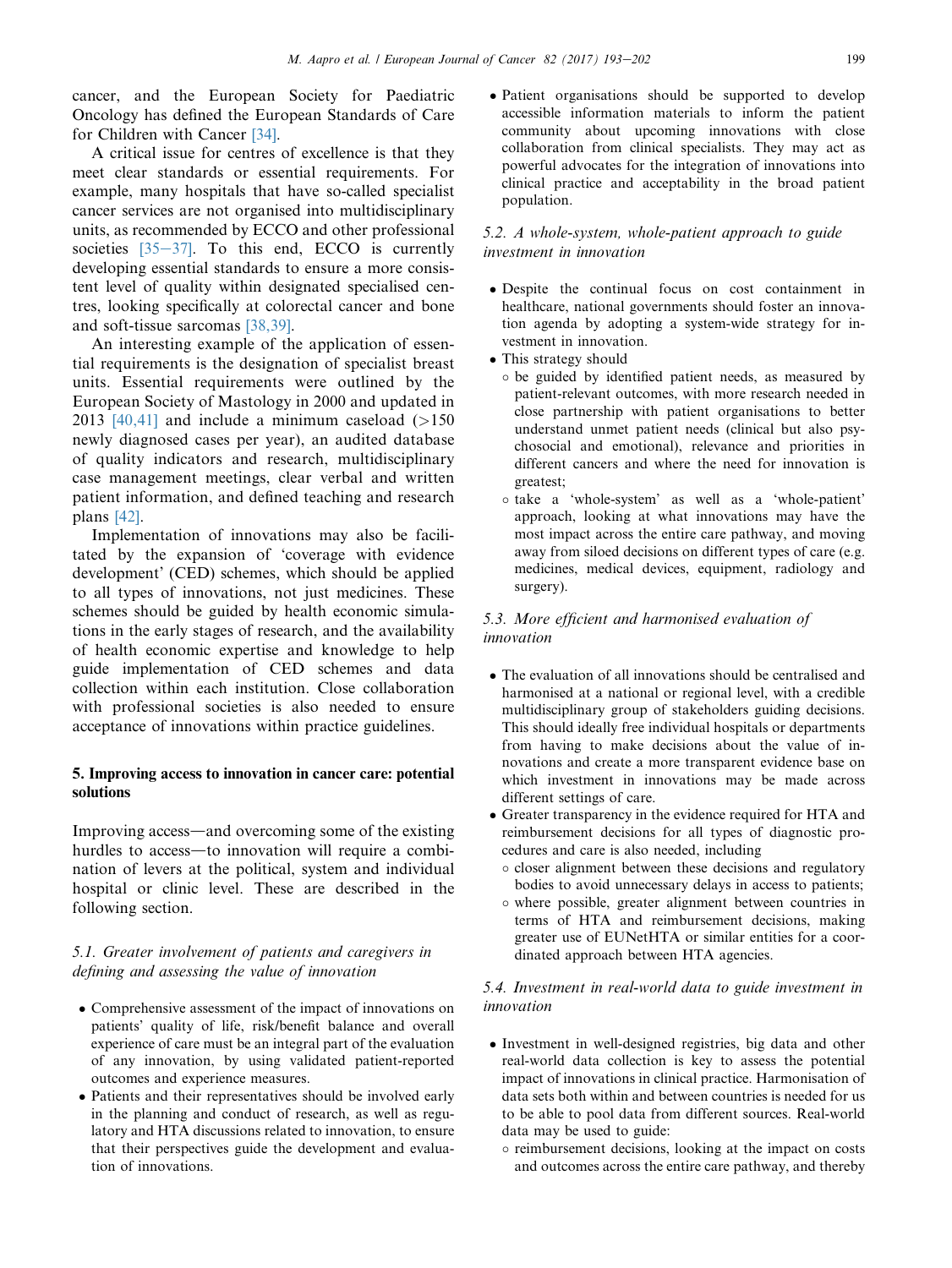cancer, and the European Society for Paediatric Oncology has defined the European Standards of Care for Children with Cancer [34].

A critical issue for centres of excellence is that they meet clear standards or essential requirements. For example, many hospitals that have so-called specialist cancer services are not organised into multidisciplinary units, as recommended by ECCO and other professional societies [35–37]. To this end, ECCO is currently developing essential standards to ensure a more consistent level of quality within designated specialised centres, looking specifically at colorectal cancer and bone and soft-tissue sarcomas [38,39].

An interesting example of the application of essential requirements is the designation of specialist breast units. Essential requirements were outlined by the European Society of Mastology in 2000 and updated in 2013 [40,41] and include a minimum caseload (>150 newly diagnosed cases per year), an audited database of quality indicators and research, multidisciplinary case management meetings, clear verbal and written patient information, and defined teaching and research plans [42].

Implementation of innovations may also be facilitated by the expansion of 'coverage with evidence development' (CED) schemes, which should be applied to all types of innovations, not just medicines. These schemes should be guided by health economic simulations in the early stages of research, and the availability of health economic expertise and knowledge to help guide implementation of CED schemes and data collection within each institution. Close collaboration with professional societies is also needed to ensure acceptance of innovations within practice guidelines.

## 5. Improving access to innovation in cancer care: potential solutions

Improving access—and overcoming some of the existing hurdles to access—to innovation will require a combination of levers at the political, system and individual hospital or clinic level. These are described in the following section.

### 5.1. Greater involvement of patients and caregivers in defining and assessing the value of innovation

- Comprehensive assessment of the impact of innovations on patients' quality of life, risk/benefit balance and overall experience of care must be an integral part of the evaluation of any innovation, by using validated patient-reported outcomes and experience measures.
- Patients and their representatives should be involved early in the planning and conduct of research, as well as regulatory and HTA discussions related to innovation, to ensure that their perspectives guide the development and evaluation of innovations.
- Patient organisations should be supported to develop accessible information materials to inform the patient community about upcoming innovations with close collaboration from clinical specialists. They may act as powerful advocates for the integration of innovations into clinical practice and acceptability in the broad patient population.

### 5.2. A whole-system, whole-patient approach to guide investment in innovation

- Despite the continual focus on cost containment in healthcare, national governments should foster an innovation agenda by adopting a system-wide strategy for investment in innovation.
- This strategy should
  - be guided by identified patient needs, as measured by patient-relevant outcomes, with more research needed in close partnership with patient organisations to better understand unmet patient needs (clinical but also psychosocial and emotional), relevance and priorities in different cancers and where the need for innovation is greatest;
  - take a 'whole-system' as well as a 'whole-patient' approach, looking at what innovations may have the most impact across the entire care pathway, and moving away from siloed decisions on different types of care (e.g. medicines, medical devices, equipment, radiology and surgery).

### 5.3. More efficient and harmonised evaluation of innovation

- The evaluation of all innovations should be centralised and harmonised at a national or regional level, with a credible multidisciplinary group of stakeholders guiding decisions. This should ideally free individual hospitals or departments from having to make decisions about the value of innovations and create a more transparent evidence base on which investment in innovations may be made across different settings of care.
- Greater transparency in the evidence required for HTA and reimbursement decisions for all types of diagnostic procedures and care is also needed, including
  - closer alignment between these decisions and regulatory bodies to avoid unnecessary delays in access to patients;
  - where possible, greater alignment between countries in terms of HTA and reimbursement decisions, making greater use of EUNetHTA or similar entities for a coordinated approach between HTA agencies.

### 5.4. Investment in real-world data to guide investment in innovation

- Investment in well-designed registries, big data and other real-world data collection is key to assess the potential impact of innovations in clinical practice. Harmonisation of data sets both within and between countries is needed for us to be able to pool data from different sources. Real-world data may be used to guide:
  - reimbursement decisions, looking at the impact on costs and outcomes across the entire care pathway, and thereby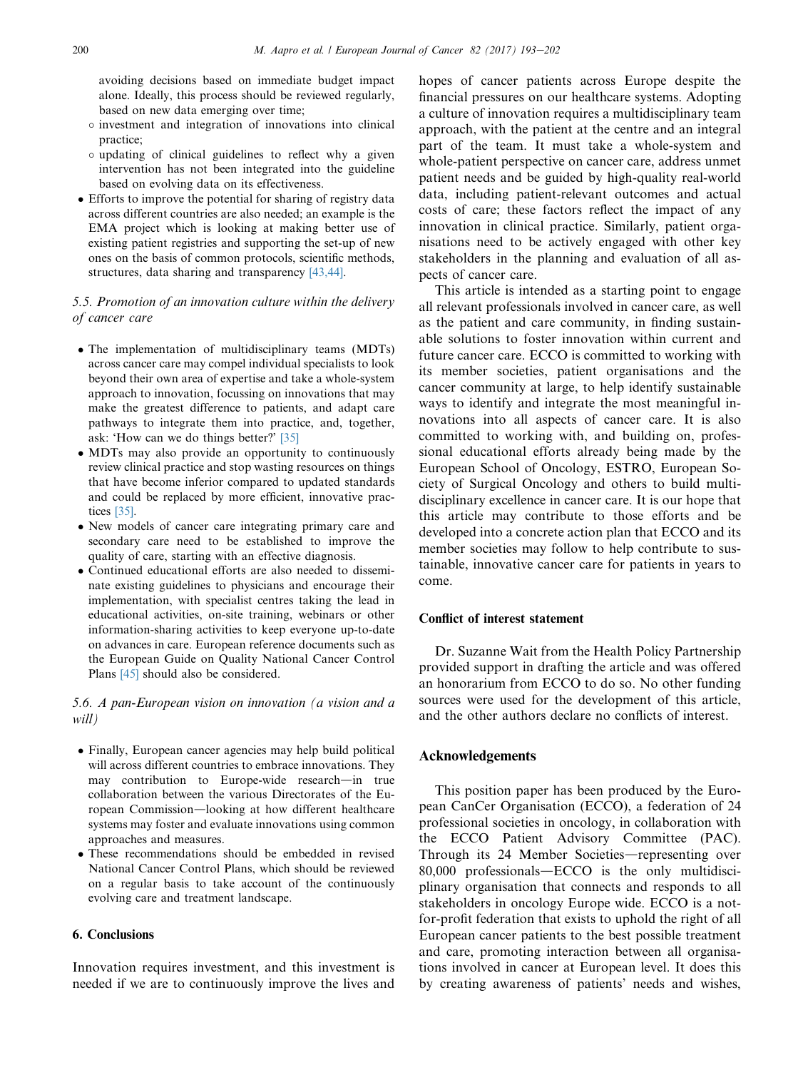avoiding decisions based on immediate budget impact alone. Ideally, this process should be reviewed regularly, based on new data emerging over time;
   - investment and integration of innovations into clinical practice;
   - updating of clinical guidelines to reflect why a given intervention has not been integrated into the guideline based on evolving data on its effectiveness.
- Efforts to improve the potential for sharing of registry data across different countries are also needed; an example is the EMA project which is looking at making better use of existing patient registries and supporting the set-up of new ones on the basis of common protocols, scientific methods, structures, data sharing and transparency [43,44].

### *5.5. Promotion of an innovation culture within the delivery of cancer care*

- The implementation of multidisciplinary teams (MDTs) across cancer care may compel individual specialists to look beyond their own area of expertise and take a whole-system approach to innovation, focussing on innovations that may make the greatest difference to patients, and adapt care pathways to integrate them into practice, and, together, ask: 'How can we do things better?' [35]
- MDTs may also provide an opportunity to continuously review clinical practice and stop wasting resources on things that have become inferior compared to updated standards and could be replaced by more efficient, innovative practices [35].
- New models of cancer care integrating primary care and secondary care need to be established to improve the quality of care, starting with an effective diagnosis.
- Continued educational efforts are also needed to disseminate existing guidelines to physicians and encourage their implementation, with specialist centres taking the lead in educational activities, on-site training, webinars or other information-sharing activities to keep everyone up-to-date on advances in care. European reference documents such as the European Guide on Quality National Cancer Control Plans [45] should also be considered.

### *5.6. A pan-European vision on innovation (a vision and a will)*

- Finally, European cancer agencies may help build political will across different countries to embrace innovations. They may contribution to Europe-wide research—in true collaboration between the various Directorates of the European Commission—looking at how different healthcare systems may foster and evaluate innovations using common approaches and measures.
- These recommendations should be embedded in revised National Cancer Control Plans, which should be reviewed on a regular basis to take account of the continuously evolving care and treatment landscape.

## 6. Conclusions

Innovation requires investment, and this investment is needed if we are to continuously improve the lives and hopes of cancer patients across Europe despite the financial pressures on our healthcare systems. Adopting a culture of innovation requires a multidisciplinary team approach, with the patient at the centre and an integral part of the team. It must take a whole-system and whole-patient perspective on cancer care, address unmet patient needs and be guided by high-quality real-world data, including patient-relevant outcomes and actual costs of care; these factors reflect the impact of any innovation in clinical practice. Similarly, patient organisations need to be actively engaged with other key stakeholders in the planning and evaluation of all aspects of cancer care.

This article is intended as a starting point to engage all relevant professionals involved in cancer care, as well as the patient and care community, in finding sustainable solutions to foster innovation within current and future cancer care. ECCO is committed to working with its member societies, patient organisations and the cancer community at large, to help identify sustainable ways to identify and integrate the most meaningful innovations into all aspects of cancer care. It is also committed to working with, and building on, professional educational efforts already being made by the European School of Oncology, ESTRO, European Society of Surgical Oncology and others to build multidisciplinary excellence in cancer care. It is our hope that this article may contribute to those efforts and be developed into a concrete action plan that ECCO and its member societies may follow to help contribute to sustainable, innovative cancer care for patients in years to come.

## Conflict of interest statement

Dr. Suzanne Wait from the Health Policy Partnership provided support in drafting the article and was offered an honorarium from ECCO to do so. No other funding sources were used for the development of this article, and the other authors declare no conflicts of interest.

## Acknowledgements

This position paper has been produced by the European CanCer Organisation (ECCO), a federation of 24 professional societies in oncology, in collaboration with the ECCO Patient Advisory Committee (PAC). Through its 24 Member Societies—representing over 80,000 professionals—ECCO is the only multidisciplinary organisation that connects and responds to all stakeholders in oncology Europe wide. ECCO is a not-for-profit federation that exists to uphold the right of all European cancer patients to the best possible treatment and care, promoting interaction between all organisations involved in cancer at European level. It does this by creating awareness of patients' needs and wishes,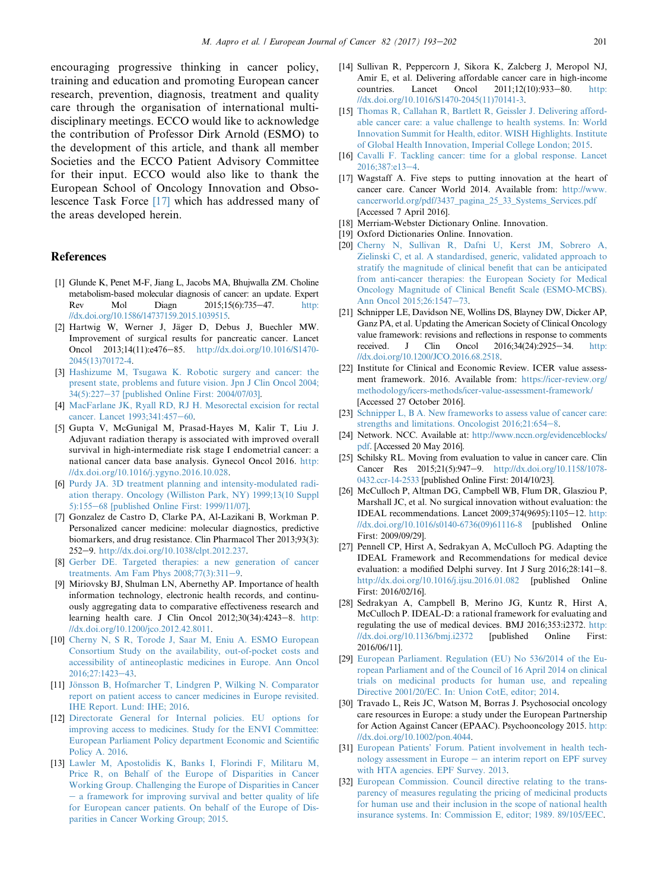encouraging progressive thinking in cancer policy, training and education and promoting European cancer research, prevention, diagnosis, treatment and quality care through the organisation of international multidisciplinary meetings. ECCO would like to acknowledge the contribution of Professor Dirk Arnold (ESMO) to the development of this article, and thank all member Societies and the ECCO Patient Advisory Committee for their input. ECCO would also like to thank the European School of Oncology Innovation and Obsolescence Task Force [17] which has addressed many of the areas developed herein.

## References

[1] Glunde K, Penet M-F, Jiang L, Jacobs MA, Bhujwalla ZM. Choline metabolism-based molecular diagnosis of cancer: an update. Expert Rev Mol Diagn 2015;15(6):735–47. http://dx.doi.org/10.1586/14737159.2015.1039515.

[2] Hartwig W, Werner J, Jäger D, Debus J, Buechler MW. Improvement of surgical results for pancreatic cancer. Lancet Oncol 2013;14(11):e476–85. http://dx.doi.org/10.1016/S1470-2045(13)70172-4.

[3] Hashizume M, Tsugawa K. Robotic surgery and cancer: the present state, problems and future vision. Jpn J Clin Oncol 2004;34(5):227–37 [published Online First: 2004/07/03].

[4] MacFarlane JK, Ryall RD, RJ H. Mesorectal excision for rectal cancer. Lancet 1993;341:457–60.

[5] Gupta V, McGunigal M, Prasad-Hayes M, Kalir T, Liu J. Adjuvant radiation therapy is associated with improved overall survival in high-intermediate risk stage I endometrial cancer: a national cancer data base analysis. Gynecol Oncol 2016. http://dx.doi.org/10.1016/j.ygyno.2016.10.028.

[6] Purdy JA. 3D treatment planning and intensity-modulated radiation therapy. Oncology (Williston Park, NY) 1999;13(10 Suppl 5):155–68 [published Online First: 1999/11/07].

[7] Gonzalez de Castro D, Clarke PA, Al-Lazikani B, Workman P. Personalized cancer medicine: molecular diagnostics, predictive biomarkers, and drug resistance. Clin Pharmacol Ther 2013;93(3):252–9. http://dx.doi.org/10.1038/clpt.2012.237.

[8] Gerber DE. Targeted therapies: a new generation of cancer treatments. Am Fam Phys 2008;77(3):311–9.

[9] Miriovsky BJ, Shulman LN, Abernethy AP. Importance of health information technology, electronic health records, and continuously aggregating data to comparative effectiveness research and learning health care. J Clin Oncol 2012;30(34):4243–8. http://dx.doi.org/10.1200/jco.2012.42.8011.

[10] Cherny N, S R, Torode J, Saar M, Eniu A. ESMO European Consortium Study on the availability, out-of-pocket costs and accessibility of antineoplastic medicines in Europe. Ann Oncol 2016;27:1423–43.

[11] Jönsson B, Hofmarcher T, Lindgren P, Wilking N. Comparator report on patient access to cancer medicines in Europe revisited. IHE Report. Lund: IHE; 2016.

[12] Directorate General for Internal policies. EU options for improving access to medicines. Study for the ENVI Committee: European Parliament Policy department Economic and Scientific Policy A. 2016.

[13] Lawler M, Apostolidis K, Banks I, Florindi F, Militaru M, Price R, on Behalf of the Europe of Disparities in Cancer Working Group. Challenging the Europe of Disparities in Cancer – a framework for improving survival and better quality of life for European cancer patients. On behalf of the Europe of Disparities in Cancer Working Group; 2015.

[14] Sullivan R, Peppercorn J, Sikora K, Zalcberg J, Meropol NJ, Amir E, et al. Delivering affordable cancer care in high-income countries. Lancet Oncol 2011;12(10):933–80. http://dx.doi.org/10.1016/S1470-2045(11)70141-3.

[15] Thomas R, Callahan R, Bartlett R, Geissler J. Delivering affordable cancer care: a value challenge to health systems. In: World Innovation Summit for Health, editor. WISH Highlights. Institute of Global Health Innovation, Imperial College London; 2015.

[16] Cavalli F. Tackling cancer: time for a global response. Lancet 2016;387:e13–4.

[17] Wagstaff A. Five steps to putting innovation at the heart of cancer care. Cancer World 2014. Available from: http://www.cancerworld.org/pdf/3437_pagina_25_33_Systems_Services.pdf [Accessed 7 April 2016].

[18] Merriam-Webster Dictionary Online. Innovation.

[19] Oxford Dictionaries Online. Innovation.

[20] Cherny N, Sullivan R, Dafni U, Kerst JM, Sobrero A, Zielinski C, et al. A standardised, generic, validated approach to stratify the magnitude of clinical benefit that can be anticipated from anti-cancer therapies: the European Society for Medical Oncology Magnitude of Clinical Benefit Scale (ESMO-MCBS). Ann Oncol 2015;26:1547–73.

[21] Schnipper LE, Davidson NE, Wollins DS, Blayney DW, Dicker AP, Ganz PA, et al. Updating the American Society of Clinical Oncology value framework: revisions and reflections in response to comments received. J Clin Oncol 2016;34(24):2925–34. http://dx.doi.org/10.1200/JCO.2016.68.2518.

[22] Institute for Clinical and Economic Review. ICER value assessment framework. 2016. Available from: https://icer-review.org/methodology/icers-methods/icer-value-assessment-framework/ [Accessed 27 October 2016].

[23] Schnipper L, B A. New frameworks to assess value of cancer care: strengths and limitations. Oncologist 2016;21:654–8.

[24] Network. NCC. Available at: http://www.nccn.org/evidenceblocks/pdf. [Accessed 20 May 2016].

[25] Schilsky RL. Moving from evaluation to value in cancer care. Clin Cancer Res 2015;21(5):947–9. http://dx.doi.org/10.1158/1078-0432.ccr-14-2533 [published Online First: 2014/10/23].

[26] McCulloch P, Altman DG, Campbell WB, Flum DR, Glasziou P, Marshall JC, et al. No surgical innovation without evaluation: the IDEAL recommendations. Lancet 2009;374(9695):1105–12. http://dx.doi.org/10.1016/s0140-6736(09)61116-8 [published Online First: 2009/09/29].

[27] Pennell CP, Hirst A, Sedrakyan A, McCulloch PG. Adapting the IDEAL Framework and Recommendations for medical device evaluation: a modified Delphi survey. Int J Surg 2016;28:141–8. http://dx.doi.org/10.1016/j.ijsu.2016.01.082 [published Online First: 2016/02/16].

[28] Sedrakyan A, Campbell B, Merino JG, Kuntz R, Hirst A, McCulloch P. IDEAL-D: a rational framework for evaluating and regulating the use of medical devices. BMJ 2016;353:i2372. http://dx.doi.org/10.1136/bmj.i2372 [published Online First: 2016/06/11].

[29] European Parliament. Regulation (EU) No 536/2014 of the European Parliament and of the Council of 16 April 2014 on clinical trials on medicinal products for human use, and repealing Directive 2001/20/EC. In: Union CotE, editor; 2014.

[30] Travado L, Reis JC, Watson M, Borras J. Psychosocial oncology care resources in Europe: a study under the European Partnership for Action Against Cancer (EPAAC). Psychooncology 2015. http://dx.doi.org/10.1002/pon.4044.

[31] European Patients' Forum. Patient involvement in health technology assessment in Europe – an interim report on EPF survey with HTA agencies. EPF Survey. 2013.

[32] European Commission. Council directive relating to the transparency of measures regulating the pricing of medicinal products for human use and their inclusion in the scope of national health insurance systems. In: Commission E, editor; 1989. 89/105/EEC.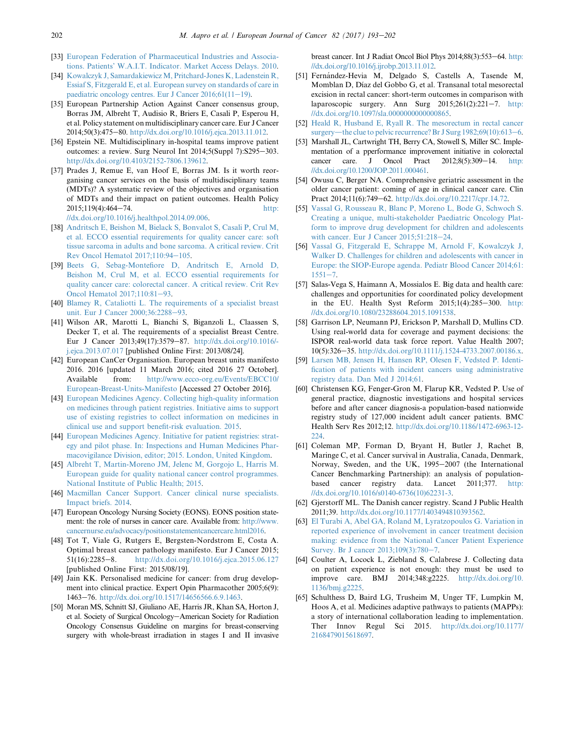[33] European Federation of Pharmaceutical Industries and Associations. Patients' W.A.I.T. Indicator. Market Access Delays. 2010.

[34] Kowalczyk J, Samardakiewicz M, Pritchard-Jones K, Ladenstein R, Essiaf S, Fitzgerald E, et al. European survey on standards of care in paediatric oncology centres. Eur J Cancer 2016;61(11–19).

[35] European Partnership Action Against Cancer consensus group, Borras JM, Albreht T, Audisio R, Briers E, Casali P, Esperou H, et al. Policy statement on multidisciplinary cancer care. Eur J Cancer 2014;50(3):475–80. http://dx.doi.org/10.1016/j.ejca.2013.11.012.

[36] Epstein NE. Multidisciplinary in-hospital teams improve patient outcomes: a review. Surg Neurol Int 2014;5(Suppl 7):S295–303. http://dx.doi.org/10.4103/2152-7806.139612.

[37] Prades J, Remue E, van Hoof E, Borras JM. Is it worth reorganising cancer services on the basis of multidisciplinary teams (MDTs)? A systematic review of the objectives and organisation of MDTs and their impact on patient outcomes. Health Policy 2015;119(4):464–74. http://dx.doi.org/10.1016/j.healthpol.2014.09.006.

[38] Andritsch E, Beishon M, Bielack S, Bonvalot S, Casali P, Crul M, et al. ECCO essential requirements for quality cancer care: soft tissue sarcoma in adults and bone sarcoma. A critical review. Crit Rev Oncol Hematol 2017;110:94–105.

[39] Beets G, Sebag-Montefiore D, Andritsch E, Arnold D, Beishon M, Crul M, et al. ECCO essential requirements for quality cancer care: colorectal cancer. A critical review. Crit Rev Oncol Hematol 2017;110:81–93.

[40] Blamey R, Cataliotti L. The requirements of a specialist breast unit. Eur J Cancer 2000;36:2288–93.

[41] Wilson AR, Marotti L, Bianchi S, Biganzoli L, Claassen S, Decker T, et al. The requirements of a specialist Breast Centre. Eur J Cancer 2013;49(17):3579–87. http://dx.doi.org/10.1016/j.ejca.2013.07.017 [published Online First: 2013/08/24].

[42] European CanCer Organisation. European breast units manifesto 2016. 2016 [updated 11 March 2016; cited 2016 27 October]. Available from: http://www.ecco-org.eu/Events/EBCC10/European-Breast-Units-Manifesto [Accessed 27 October 2016].

[43] European Medicines Agency. Collecting high-quality information on medicines through patient registries. Initiative aims to support use of existing registries to collect information on medicines in clinical use and support benefit-risk evaluation. 2015.

[44] European Medicines Agency. Initiative for patient registries: strategy and pilot phase. In: Inspections and Human Medicines Pharmacovigilance Division, editor; 2015. London, United Kingdom.

[45] Albreht T, Martin-Moreno JM, Jelenc M, Gorgojo L, Harris M. European guide for quality national cancer control programmes. National Institute of Public Health; 2015.

[46] Macmillan Cancer Support. Cancer clinical nurse specialists. Impact briefs. 2014.

[47] European Oncology Nursing Society (EONS). EONS position statement: the role of nurses in cancer care. Available from: http://www.cancernurse.eu/advocacy/positionstatementcancercare.html2016.

[48] Tot T, Viale G, Rutgers E, Bergsten-Nordstrom E, Costa A. Optimal breast cancer pathology manifesto. Eur J Cancer 2015; 51(16):2285–8. http://dx.doi.org/10.1016/j.ejca.2015.06.127 [published Online First: 2015/08/19].

[49] Jain KK. Personalised medicine for cancer: from drug development into clinical practice. Expert Opin Pharmacother 2005;6(9): 1463–76. http://dx.doi.org/10.1517/14656566.6.9.1463.

[50] Moran MS, Schnitt SJ, Giuliano AE, Harris JR, Khan SA, Horton J, et al. Society of Surgical Oncology–American Society for Radiation Oncology Consensus Guideline on margins for breast-conserving surgery with whole-breast irradiation in stages I and II invasive breast cancer. Int J Radiat Oncol Biol Phys 2014;88(3):553–64. http://dx.doi.org/10.1016/j.ijrobp.2013.11.012.

[51] Fernández-Hevia M, Delgado S, Castells A, Tasende M, Momblan D, Díaz del Gobbo G, et al. Transanal total mesorectal excision in rectal cancer: short-term outcomes in comparison with laparoscopic surgery. Ann Surg 2015;261(2):221–7. http://dx.doi.org/10.1097/sla.0000000000000865.

[52] Heald R, Husband E, Ryall R. The mesorectum in rectal cancer surgery—the clue to pelvic recurrence? Br J Surg 1982;69(10):613–6.

[53] Marshall JL, Cartwright TH, Berry CA, Stowell S, Miller SC. Implementation of a pperformance improvement initiative in colorectal cancer care. J Oncol Pract 2012;8(5):309–14. http://dx.doi.org/10.1200/JOP.2011.000461.

[54] Owusu C, Berger NA. Comprehensive geriatric assessment in the older cancer patient: coming of age in clinical cancer care. Clin Pract 2014;11(6):749–62. http://dx.doi.org/10.2217/cpr.14.72.

[55] Vassal G, Rousseau R, Blanc P, Moreno L, Bode G, Schwoch S. Creating a unique, multi-stakeholder Paediatric Oncology Platform to improve drug development for children and adolescents with cancer. Eur J Cancer 2015;51:218–24.

[56] Vassal G, Fitzgerald E, Schrappe M, Arnold F, Kowalczyk J, Walker D. Challenges for children and adolescents with cancer in Europe: the SIOP-Europe agenda. Pediatr Blood Cancer 2014;61: 1551–7.

[57] Salas-Vega S, Haimann A, Mossialos E. Big data and health care: challenges and opportunities for coordinated policy development in the EU. Health Syst Reform 2015;1(4):285–300. http://dx.doi.org/10.1080/23288604.2015.1091538.

[58] Garrison LP, Neumann PJ, Erickson P, Marshall D, Mullins CD. Using real-world data for coverage and payment decisions: the ISPOR real-world data task force report. Value Health 2007; 10(5):326–35. http://dx.doi.org/10.1111/j.1524-4733.2007.00186.x.

[59] Larsen MB, Jensen H, Hansen RP, Olesen F, Vedsted P. Identification of patients with incident cancers using administrative registry data. Dan Med J 2014;61.

[60] Christensen KG, Fenger-Gron M, Flarup KR, Vedsted P. Use of general practice, diagnostic investigations and hospital services before and after cancer diagnosis-a population-based nationwide registry study of 127,000 incident adult cancer patients. BMC Health Serv Res 2012;12. http://dx.doi.org/10.1186/1472-6963-12-224.

[61] Coleman MP, Forman D, Bryant H, Butler J, Rachet B, Maringe C, et al. Cancer survival in Australia, Canada, Denmark, Norway, Sweden, and the UK, 1995–2007 (the International Cancer Benchmarking Partnership): an analysis of population-based cancer registry data. Lancet 2011;377. http://dx.doi.org/10.1016/s0140-6736(10)62231-3.

[62] Gjerstorff ML. The Danish cancer registry. Scand J Public Health 2011;39. http://dx.doi.org/10.1177/1403494810393562.

[63] El Turabi A, Abel GA, Roland M, Lyratzopoulos G. Variation in reported experience of involvement in cancer treatment decision making: evidence from the National Cancer Patient Experience Survey. Br J cancer 2013;109(3):780–7.

[64] Coulter A, Locock L, Ziebland S, Calabrese J. Collecting data on patient experience is not enough: they must be used to improve care. BMJ 2014;348:g2225. http://dx.doi.org/10.1136/bmj.g2225.

[65] Schulthess D, Baird LG, Trusheim M, Unger TF, Lumpkin M, Hoos A, et al. Medicines adaptive pathways to patients (MAPPs): a story of international collaboration leading to implementation. Ther Innov Regul Sci 2015. http://dx.doi.org/10.1177/2168479015618697.